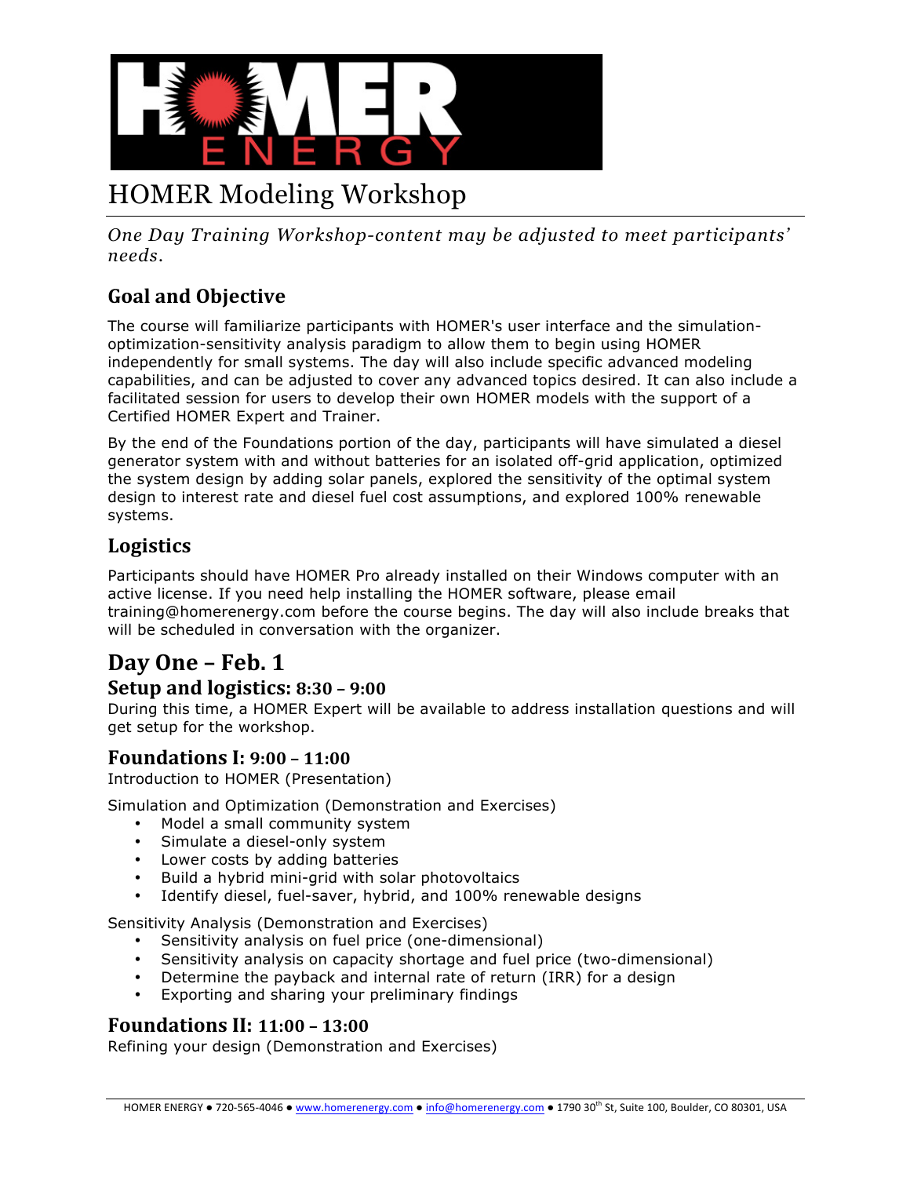# HOMER Modeling Workshop

*One Day Training Workshop-content may be adjusted to meet participants' needs.*

## Goal and Objective

The course will familiarize participants with HOMER's user interface and the simulation-optimization-sensitivity analysis paradigm to allow them to begin using HOMER independently for small systems. The day will also include specific advanced modeling capabilities, and can be adjusted to cover any advanced topics desired. It can also include a facilitated session for users to develop their own HOMER models with the support of a Certified HOMER Expert and Trainer.

By the end of the Foundations portion of the day, participants will have simulated a diesel generator system with and without batteries for an isolated off-grid application, optimized the system design by adding solar panels, explored the sensitivity of the optimal system design to interest rate and diesel fuel cost assumptions, and explored 100% renewable systems.

## Logistics

Participants should have HOMER Pro already installed on their Windows computer with an active license. If you need help installing the HOMER software, please email training@homerenergy.com before the course begins. The day will also include breaks that will be scheduled in conversation with the organizer.

## Day One – Feb. 1

### Setup and logistics: 8:30 – 9:00

During this time, a HOMER Expert will be available to address installation questions and will get setup for the workshop.

### Foundations I: 9:00 – 11:00

Introduction to HOMER (Presentation)

Simulation and Optimization (Demonstration and Exercises)

- Model a small community system
- Simulate a diesel-only system
- Lower costs by adding batteries
- Build a hybrid mini-grid with solar photovoltaics
- Identify diesel, fuel-saver, hybrid, and 100% renewable designs

Sensitivity Analysis (Demonstration and Exercises)

- Sensitivity analysis on fuel price (one-dimensional)
- Sensitivity analysis on capacity shortage and fuel price (two-dimensional)
- Determine the payback and internal rate of return (IRR) for a design
- Exporting and sharing your preliminary findings

### Foundations II: 11:00 – 13:00

Refining your design (Demonstration and Exercises)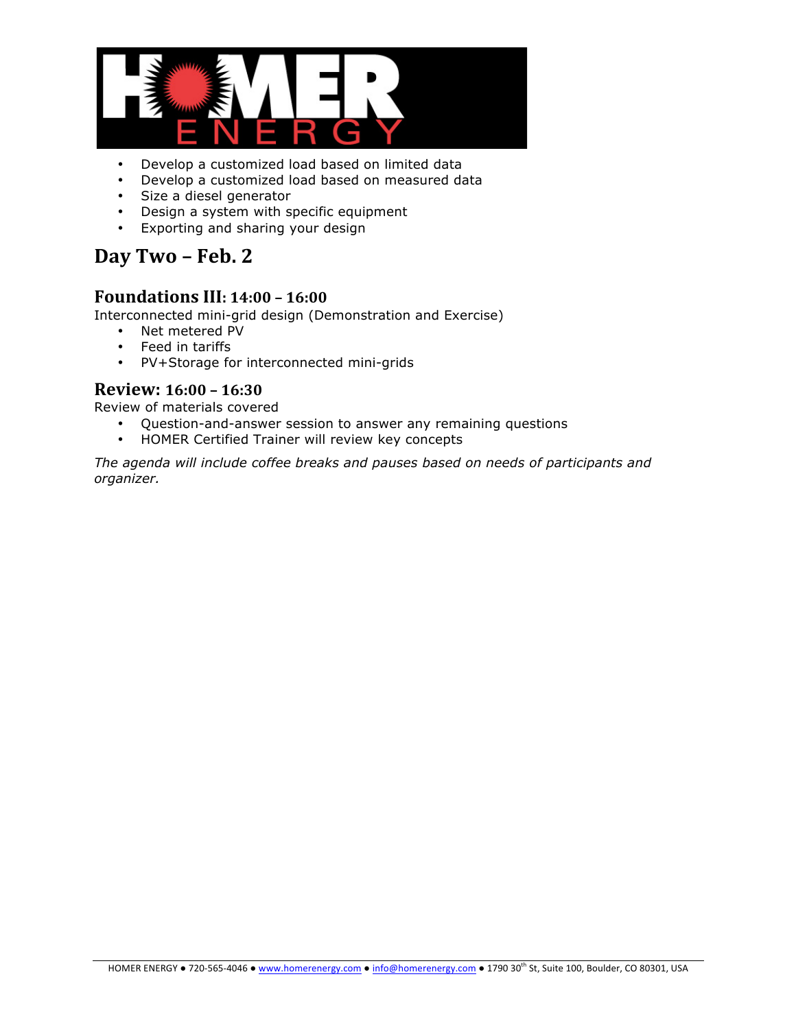- Develop a customized load based on limited data
- Develop a customized load based on measured data
- Size a diesel generator
- Design a system with specific equipment
- Exporting and sharing your design

## Day Two – Feb. 2

### Foundations III: 14:00 – 16:00

Interconnected mini-grid design (Demonstration and Exercise)

- Net metered PV
- Feed in tariffs
- PV+Storage for interconnected mini-grids

### Review: 16:00 – 16:30

Review of materials covered

- Question-and-answer session to answer any remaining questions
- HOMER Certified Trainer will review key concepts

*The agenda will include coffee breaks and pauses based on needs of participants and organizer.*